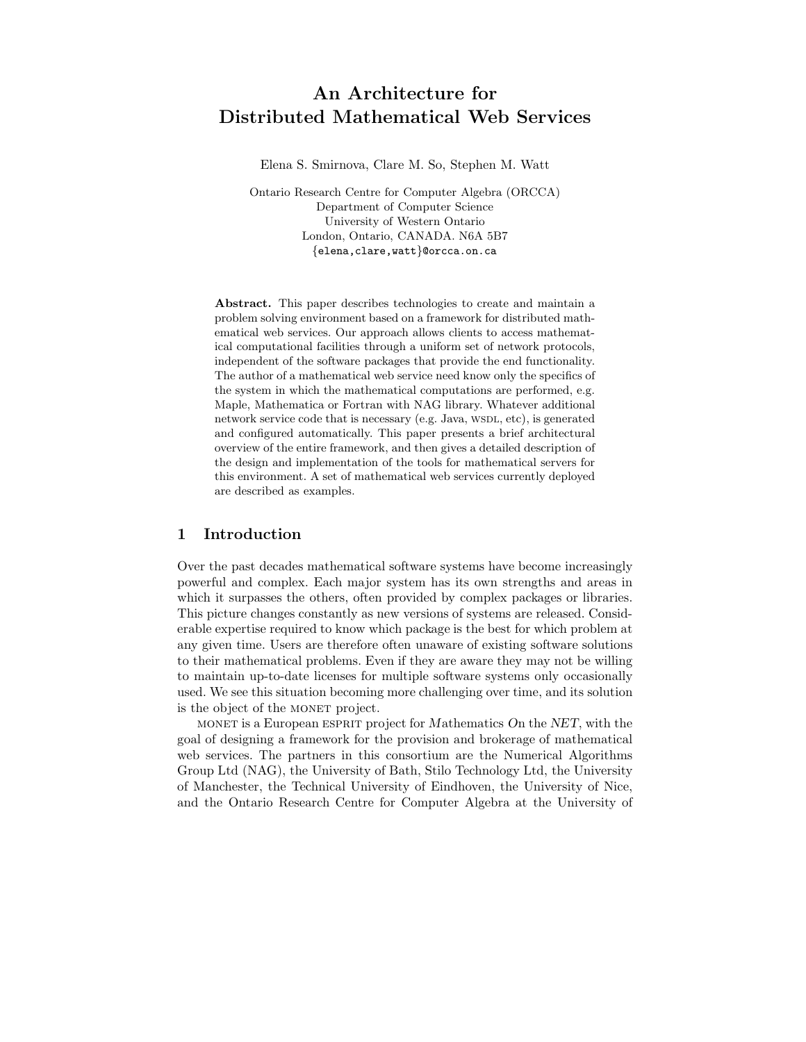# An Architecture for Distributed Mathematical Web Services

Elena S. Smirnova, Clare M. So, Stephen M. Watt

Ontario Research Centre for Computer Algebra (ORCCA)
Department of Computer Science
University of Western Ontario
London, Ontario, CANADA. N6A 5B7
{elena,clare,watt}@orcca.on.ca

**Abstract.** This paper describes technologies to create and maintain a problem solving environment based on a framework for distributed mathematical web services. Our approach allows clients to access mathematical computational facilities through a uniform set of network protocols, independent of the software packages that provide the end functionality. The author of a mathematical web service need know only the specifics of the system in which the mathematical computations are performed, e.g. Maple, Mathematica or Fortran with NAG library. Whatever additional network service code that is necessary (e.g. Java, WSDL, etc), is generated and configured automatically. This paper presents a brief architectural overview of the entire framework, and then gives a detailed description of the design and implementation of the tools for mathematical servers for this environment. A set of mathematical web services currently deployed are described as examples.

## 1 Introduction

Over the past decades mathematical software systems have become increasingly powerful and complex. Each major system has its own strengths and areas in which it surpasses the others, often provided by complex packages or libraries. This picture changes constantly as new versions of systems are released. Considerable expertise required to know which package is the best for which problem at any given time. Users are therefore often unaware of existing software solutions to their mathematical problems. Even if they are aware they may not be willing to maintain up-to-date licenses for multiple software systems only occasionally used. We see this situation becoming more challenging over time, and its solution is the object of the MONET project.

MONET is a European ESPRIT project for *M*athematics *O*n the *NET*, with the goal of designing a framework for the provision and brokerage of mathematical web services. The partners in this consortium are the Numerical Algorithms Group Ltd (NAG), the University of Bath, Stilo Technology Ltd, the University of Manchester, the Technical University of Eindhoven, the University of Nice, and the Ontario Research Centre for Computer Algebra at the University of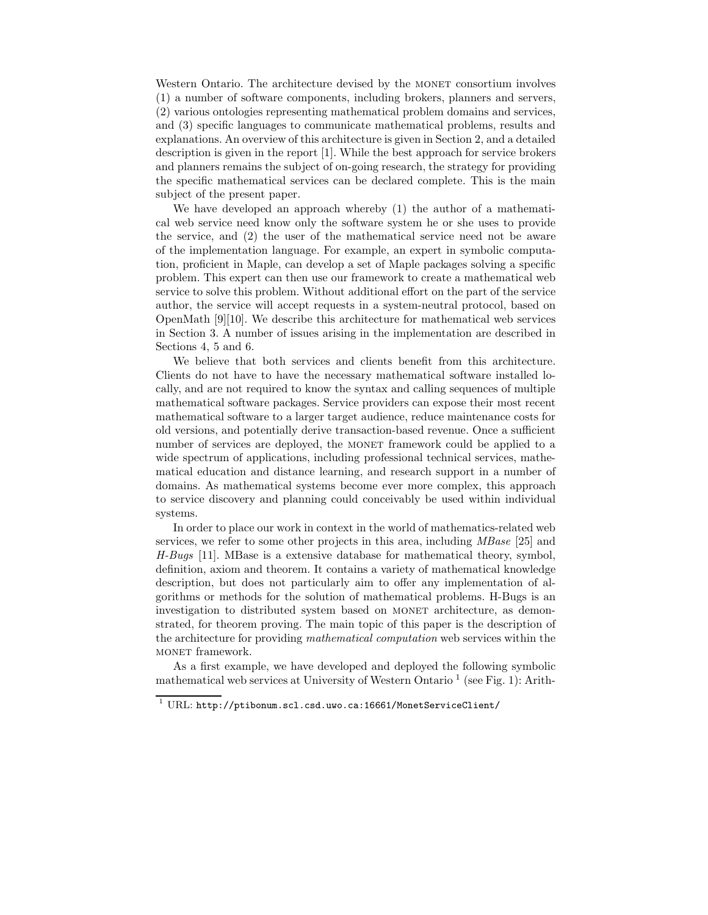Western Ontario. The architecture devised by the MONET consortium involves (1) a number of software components, including brokers, planners and servers, (2) various ontologies representing mathematical problem domains and services, and (3) specific languages to communicate mathematical problems, results and explanations. An overview of this architecture is given in Section 2, and a detailed description is given in the report [1]. While the best approach for service brokers and planners remains the subject of on-going research, the strategy for providing the specific mathematical services can be declared complete. This is the main subject of the present paper.

We have developed an approach whereby (1) the author of a mathematical web service need know only the software system he or she uses to provide the service, and (2) the user of the mathematical service need not be aware of the implementation language. For example, an expert in symbolic computation, proficient in Maple, can develop a set of Maple packages solving a specific problem. This expert can then use our framework to create a mathematical web service to solve this problem. Without additional effort on the part of the service author, the service will accept requests in a system-neutral protocol, based on OpenMath [9][10]. We describe this architecture for mathematical web services in Section 3. A number of issues arising in the implementation are described in Sections 4, 5 and 6.

We believe that both services and clients benefit from this architecture. Clients do not have to have the necessary mathematical software installed locally, and are not required to know the syntax and calling sequences of multiple mathematical software packages. Service providers can expose their most recent mathematical software to a larger target audience, reduce maintenance costs for old versions, and potentially derive transaction-based revenue. Once a sufficient number of services are deployed, the MONET framework could be applied to a wide spectrum of applications, including professional technical services, mathematical education and distance learning, and research support in a number of domains. As mathematical systems become ever more complex, this approach to service discovery and planning could conceivably be used within individual systems.

In order to place our work in context in the world of mathematics-related web services, we refer to some other projects in this area, including *MBase* [25] and *H-Bugs* [11]. MBase is a extensive database for mathematical theory, symbol, definition, axiom and theorem. It contains a variety of mathematical knowledge description, but does not particularly aim to offer any implementation of algorithms or methods for the solution of mathematical problems. H-Bugs is an investigation to distributed system based on MONET architecture, as demonstrated, for theorem proving. The main topic of this paper is the description of the architecture for providing *mathematical computation* web services within the MONET framework.

As a first example, we have developed and deployed the following symbolic mathematical web services at University of Western Ontario [1] (see Fig. 1): Arith-

[1] URL: http://ptibonum.scl.csd.uwo.ca:16661/MonetServiceClient/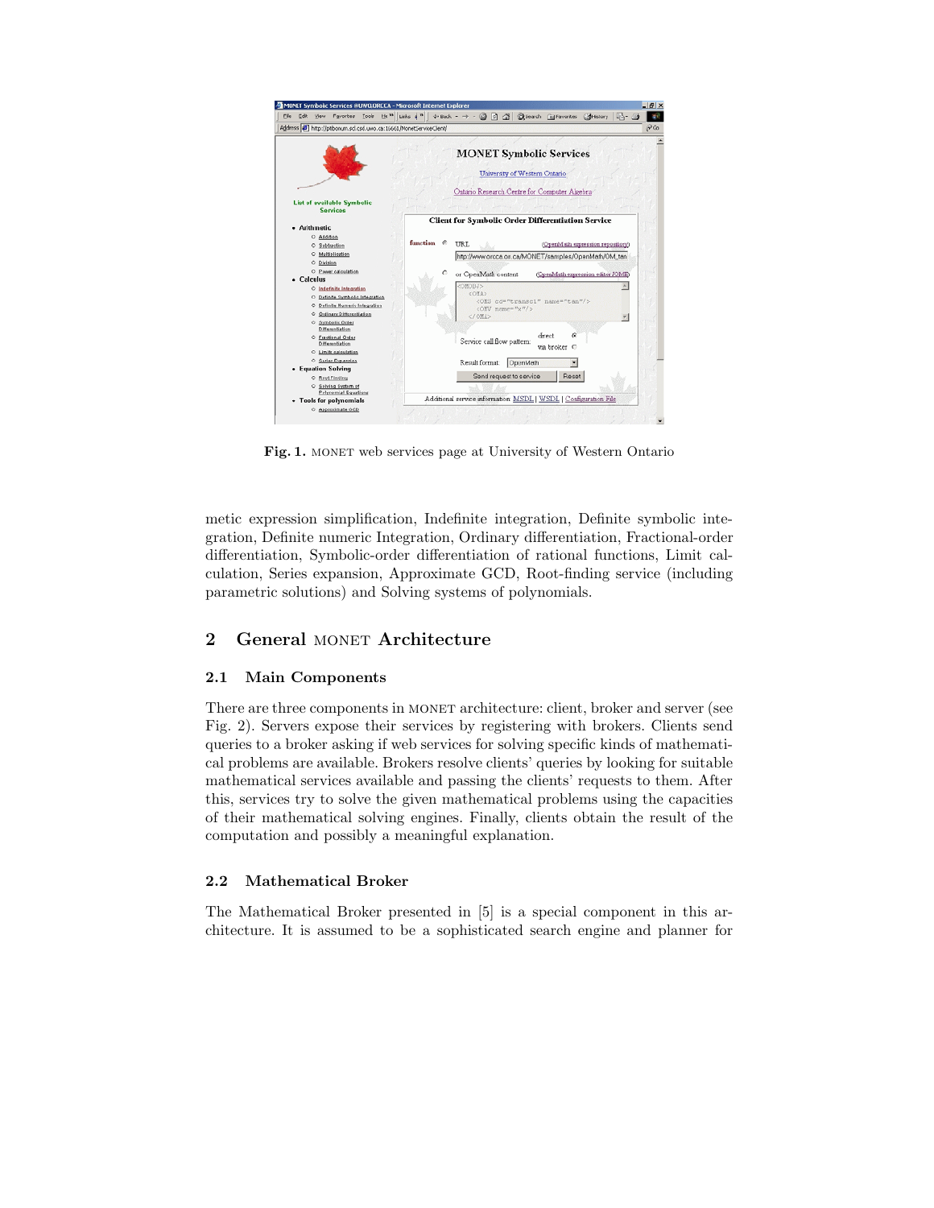**Fig. 1.** MONET web services page at University of Western Ontario

metic expression simplification, Indefinite integration, Definite symbolic integration, Definite numeric Integration, Ordinary differentiation, Fractional-order differentiation, Symbolic-order differentiation of rational functions, Limit calculation, Series expansion, Approximate GCD, Root-finding service (including parametric solutions) and Solving systems of polynomials.

## 2 General MONET Architecture

### 2.1 Main Components

There are three components in MONET architecture: client, broker and server (see Fig. 2). Servers expose their services by registering with brokers. Clients send queries to a broker asking if web services for solving specific kinds of mathematical problems are available. Brokers resolve clients' queries by looking for suitable mathematical services available and passing the clients' requests to them. After this, services try to solve the given mathematical problems using the capacities of their mathematical solving engines. Finally, clients obtain the result of the computation and possibly a meaningful explanation.

### 2.2 Mathematical Broker

The Mathematical Broker presented in [5] is a special component in this architecture. It is assumed to be a sophisticated search engine and planner for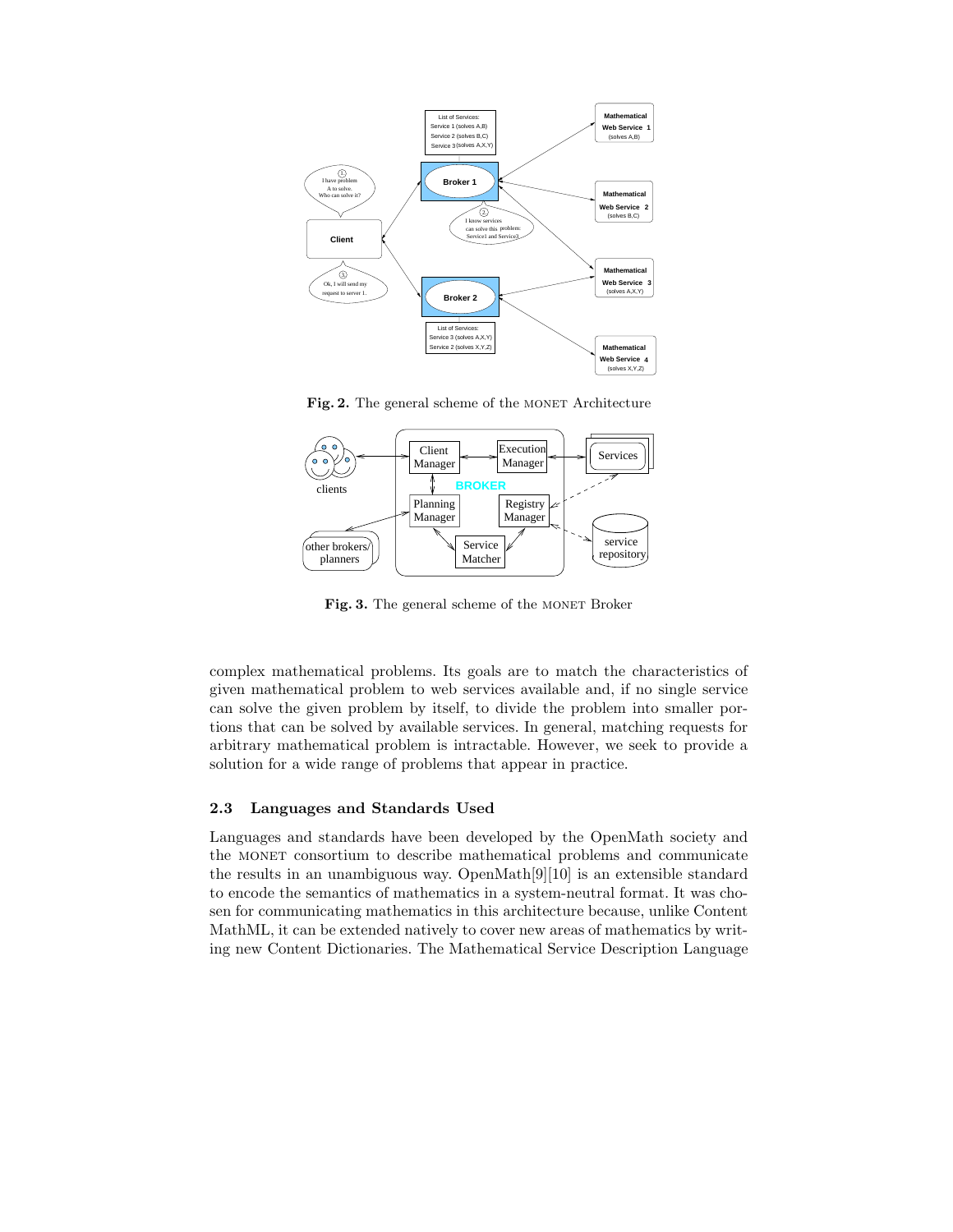**Fig. 2.** The general scheme of the MONET Architecture

**Fig. 3.** The general scheme of the MONET Broker

complex mathematical problems. Its goals are to match the characteristics of given mathematical problem to web services available and, if no single service can solve the given problem by itself, to divide the problem into smaller portions that can be solved by available services. In general, matching requests for arbitrary mathematical problem is intractable. However, we seek to provide a solution for a wide range of problems that appear in practice.

### 2.3 Languages and Standards Used

Languages and standards have been developed by the OpenMath society and the MONET consortium to describe mathematical problems and communicate the results in an unambiguous way. OpenMath[9][10] is an extensible standard to encode the semantics of mathematics in a system-neutral format. It was chosen for communicating mathematics in this architecture because, unlike Content MathML, it can be extended natively to cover new areas of mathematics by writing new Content Dictionaries. The Mathematical Service Description Language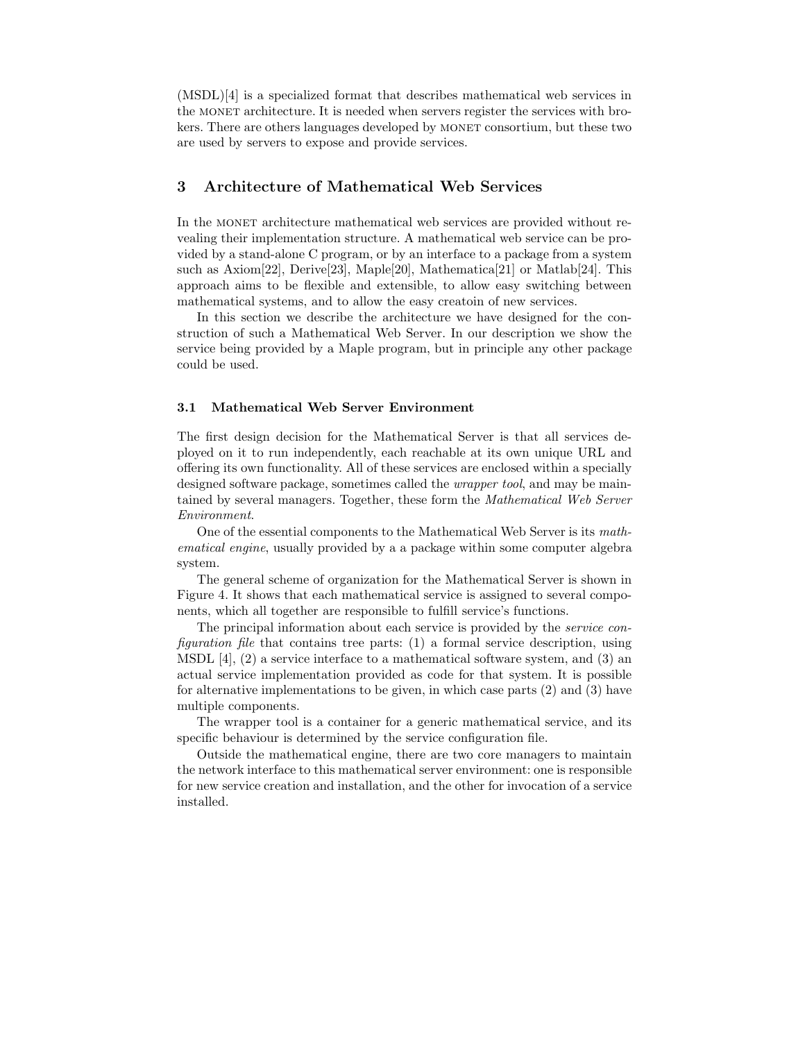(MSDL)[4] is a specialized format that describes mathematical web services in the MONET architecture. It is needed when servers register the services with brokers. There are others languages developed by MONET consortium, but these two are used by servers to expose and provide services.

## 3 Architecture of Mathematical Web Services

In the MONET architecture mathematical web services are provided without revealing their implementation structure. A mathematical web service can be provided by a stand-alone C program, or by an interface to a package from a system such as Axiom[22], Derive[23], Maple[20], Mathematica[21] or Matlab[24]. This approach aims to be flexible and extensible, to allow easy switching between mathematical systems, and to allow the easy creatoin of new services.

In this section we describe the architecture we have designed for the construction of such a Mathematical Web Server. In our description we show the service being provided by a Maple program, but in principle any other package could be used.

### 3.1 Mathematical Web Server Environment

The first design decision for the Mathematical Server is that all services deployed on it to run independently, each reachable at its own unique URL and offering its own functionality. All of these services are enclosed within a specially designed software package, sometimes called the *wrapper tool*, and may be maintained by several managers. Together, these form the *Mathematical Web Server Environment*.

One of the essential components to the Mathematical Web Server is its *mathematical engine*, usually provided by a a package within some computer algebra system.

The general scheme of organization for the Mathematical Server is shown in Figure 4. It shows that each mathematical service is assigned to several components, which all together are responsible to fulfill service's functions.

The principal information about each service is provided by the *service configuration file* that contains tree parts: (1) a formal service description, using MSDL [4], (2) a service interface to a mathematical software system, and (3) an actual service implementation provided as code for that system. It is possible for alternative implementations to be given, in which case parts (2) and (3) have multiple components.

The wrapper tool is a container for a generic mathematical service, and its specific behaviour is determined by the service configuration file.

Outside the mathematical engine, there are two core managers to maintain the network interface to this mathematical server environment: one is responsible for new service creation and installation, and the other for invocation of a service installed.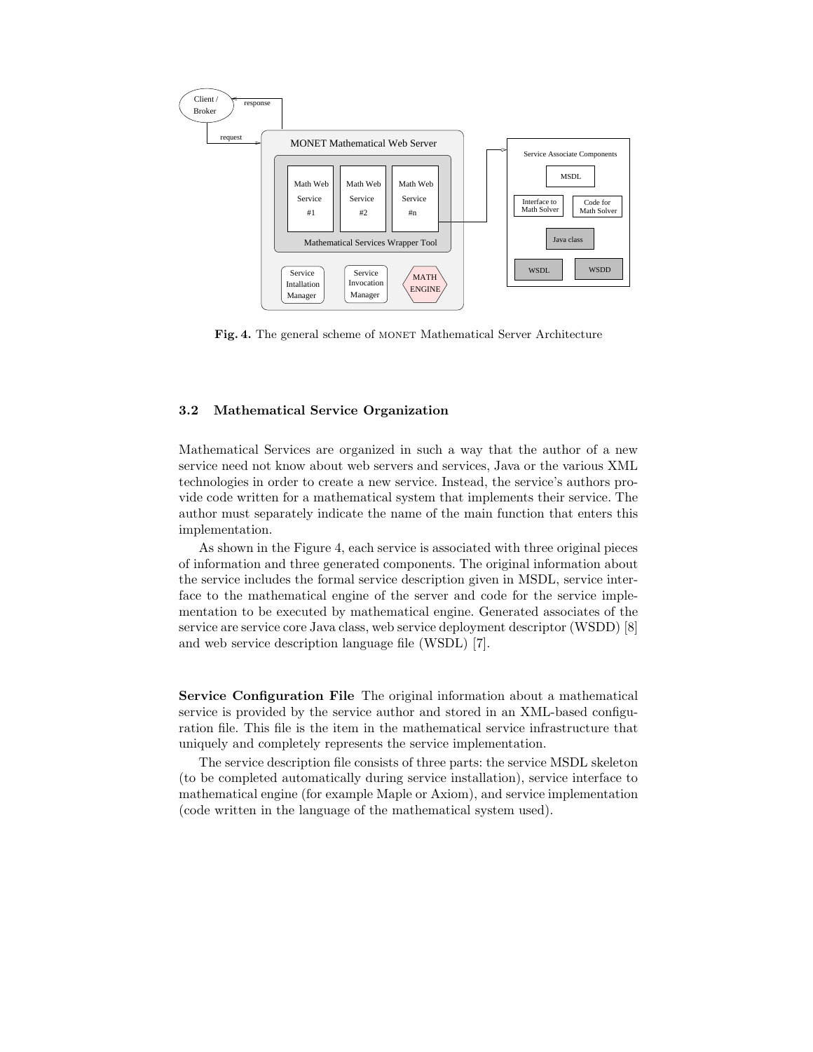**Fig. 4.** The general scheme of MONET Mathematical Server Architecture

### 3.2 Mathematical Service Organization

Mathematical Services are organized in such a way that the author of a new service need not know about web servers and services, Java or the various XML technologies in order to create a new service. Instead, the service's authors provide code written for a mathematical system that implements their service. The author must separately indicate the name of the main function that enters this implementation.

As shown in the Figure 4, each service is associated with three original pieces of information and three generated components. The original information about the service includes the formal service description given in MSDL, service interface to the mathematical engine of the server and code for the service implementation to be executed by mathematical engine. Generated associates of the service are service core Java class, web service deployment descriptor (WSDD) [8] and web service description language file (WSDL) [7].

**Service Configuration File** The original information about a mathematical service is provided by the service author and stored in an XML-based configuration file. This file is the item in the mathematical service infrastructure that uniquely and completely represents the service implementation.

The service description file consists of three parts: the service MSDL skeleton (to be completed automatically during service installation), service interface to mathematical engine (for example Maple or Axiom), and service implementation (code written in the language of the mathematical system used).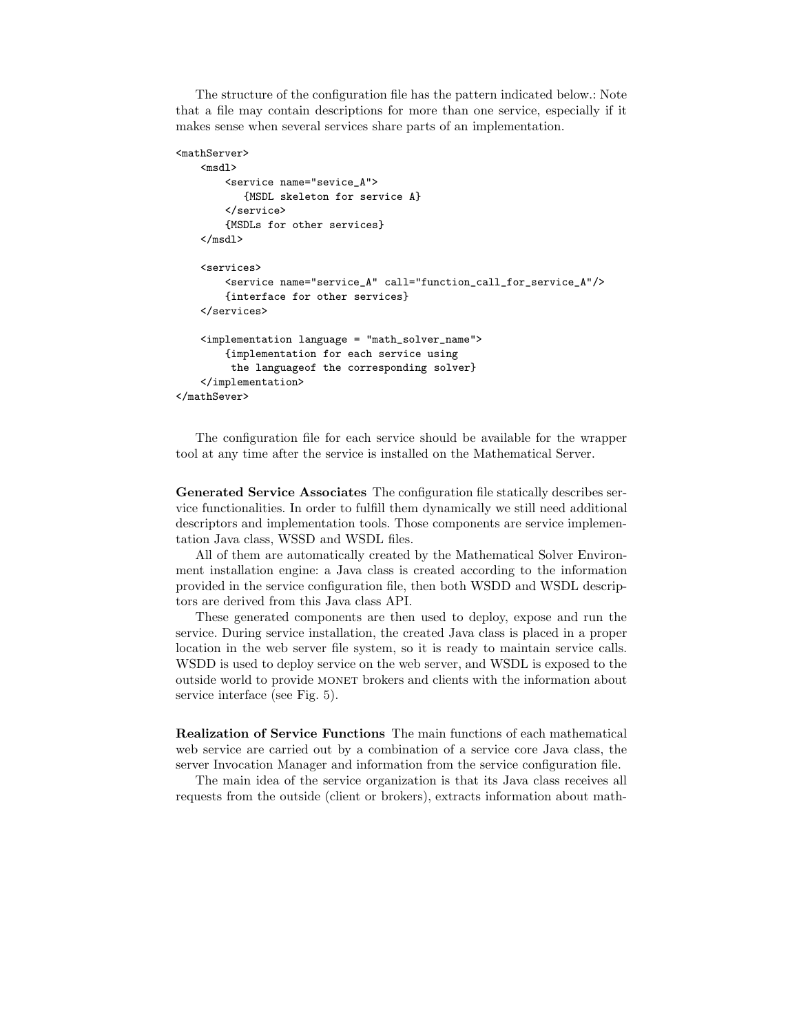The structure of the configuration file has the pattern indicated below.: Note that a file may contain descriptions for more than one service, especially if it makes sense when several services share parts of an implementation.

```
<mathServer>
    <msdl>
        <service name="sevice_A">
           {MSDL skeleton for service A}
        </service>
        {MSDLs for other services}
    </msdl>

    <services>
        <service name="service_A" call="function_call_for_service_A"/>
        {interface for other services}
    </services>

    <implementation language = "math_solver_name">
        {implementation for each service using
         the languageof the corresponding solver}
    </implementation>
</mathSever>
```

The configuration file for each service should be available for the wrapper tool at any time after the service is installed on the Mathematical Server.

**Generated Service Associates** The configuration file statically describes service functionalities. In order to fulfill them dynamically we still need additional descriptors and implementation tools. Those components are service implementation Java class, WSSD and WSDL files.

All of them are automatically created by the Mathematical Solver Environment installation engine: a Java class is created according to the information provided in the service configuration file, then both WSDD and WSDL descriptors are derived from this Java class API.

These generated components are then used to deploy, expose and run the service. During service installation, the created Java class is placed in a proper location in the web server file system, so it is ready to maintain service calls. WSDD is used to deploy service on the web server, and WSDL is exposed to the outside world to provide MONET brokers and clients with the information about service interface (see Fig. 5).

**Realization of Service Functions** The main functions of each mathematical web service are carried out by a combination of a service core Java class, the server Invocation Manager and information from the service configuration file.

The main idea of the service organization is that its Java class receives all requests from the outside (client or brokers), extracts information about math-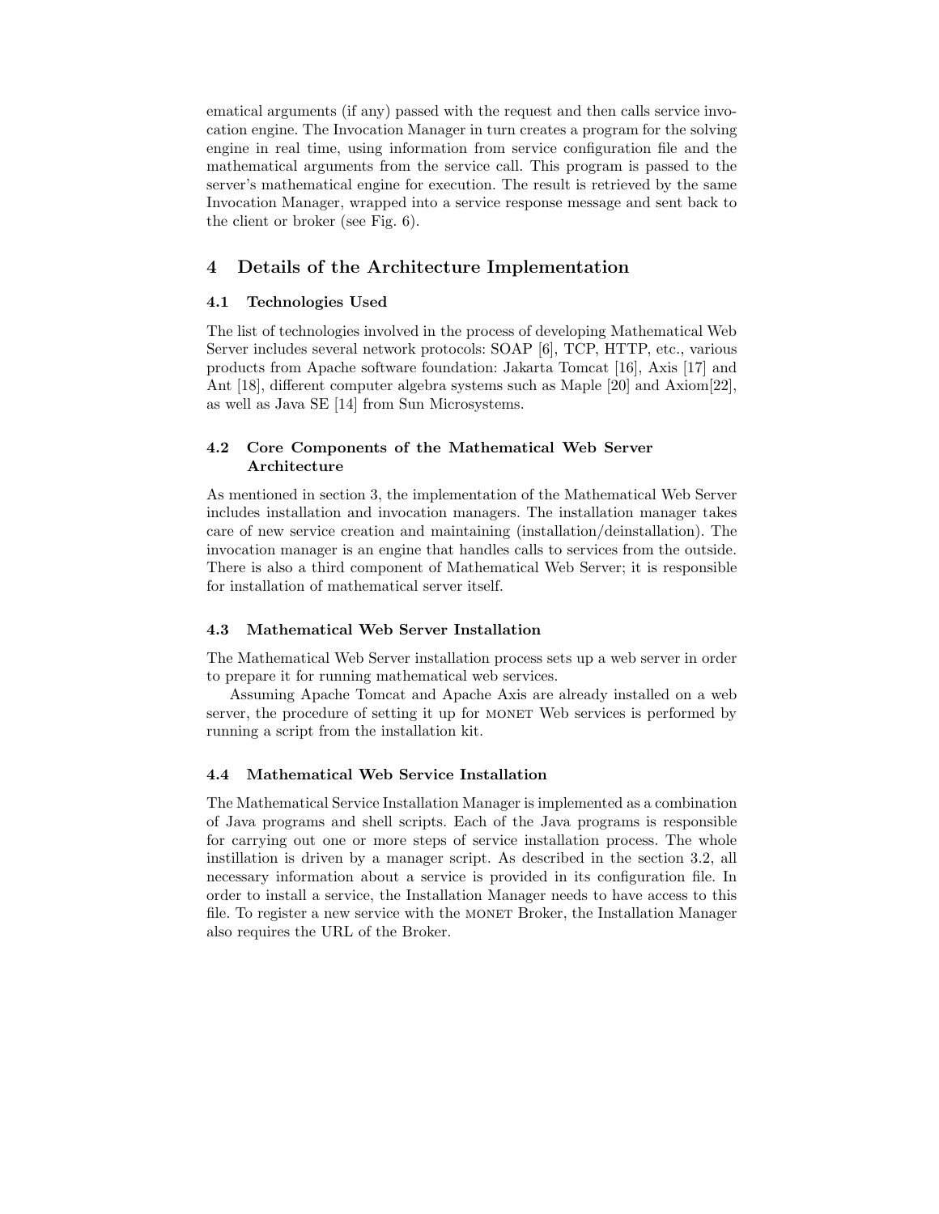ematical arguments (if any) passed with the request and then calls service invocation engine. The Invocation Manager in turn creates a program for the solving engine in real time, using information from service configuration file and the mathematical arguments from the service call. This program is passed to the server's mathematical engine for execution. The result is retrieved by the same Invocation Manager, wrapped into a service response message and sent back to the client or broker (see Fig. 6).

## 4 Details of the Architecture Implementation

### 4.1 Technologies Used

The list of technologies involved in the process of developing Mathematical Web Server includes several network protocols: SOAP [6], TCP, HTTP, etc., various products from Apache software foundation: Jakarta Tomcat [16], Axis [17] and Ant [18], different computer algebra systems such as Maple [20] and Axiom[22], as well as Java SE [14] from Sun Microsystems.

### 4.2 Core Components of the Mathematical Web Server Architecture

As mentioned in section 3, the implementation of the Mathematical Web Server includes installation and invocation managers. The installation manager takes care of new service creation and maintaining (installation/deinstallation). The invocation manager is an engine that handles calls to services from the outside. There is also a third component of Mathematical Web Server; it is responsible for installation of mathematical server itself.

### 4.3 Mathematical Web Server Installation

The Mathematical Web Server installation process sets up a web server in order to prepare it for running mathematical web services.

Assuming Apache Tomcat and Apache Axis are already installed on a web server, the procedure of setting it up for MONET Web services is performed by running a script from the installation kit.

### 4.4 Mathematical Web Service Installation

The Mathematical Service Installation Manager is implemented as a combination of Java programs and shell scripts. Each of the Java programs is responsible for carrying out one or more steps of service installation process. The whole instillation is driven by a manager script. As described in the section 3.2, all necessary information about a service is provided in its configuration file. In order to install a service, the Installation Manager needs to have access to this file. To register a new service with the MONET Broker, the Installation Manager also requires the URL of the Broker.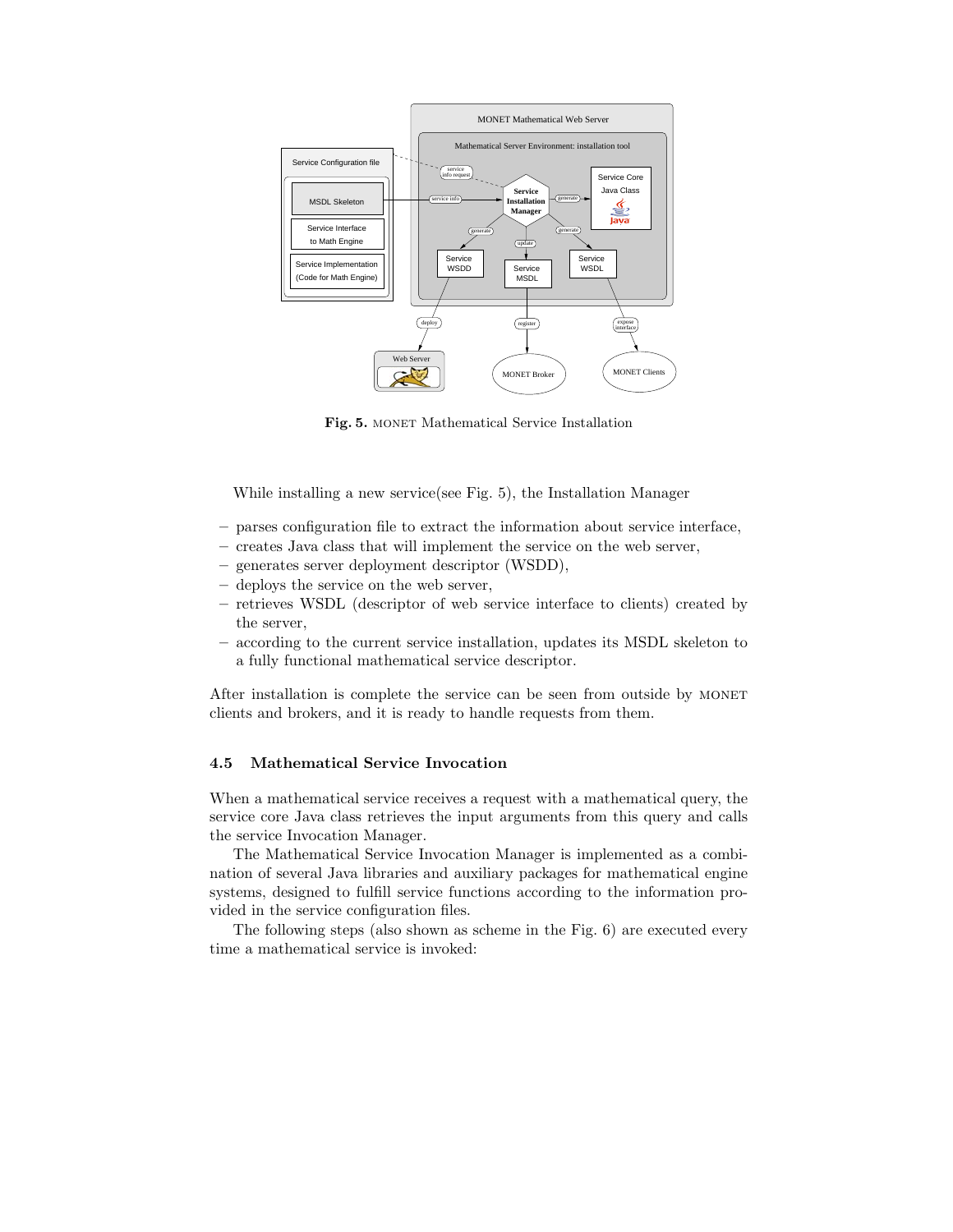**Fig. 5.** MONET Mathematical Service Installation

While installing a new service(see Fig. 5), the Installation Manager

- parses configuration file to extract the information about service interface,
- creates Java class that will implement the service on the web server,
- generates server deployment descriptor (WSDD),
- deploys the service on the web server,
- retrieves WSDL (descriptor of web service interface to clients) created by the server,
- according to the current service installation, updates its MSDL skeleton to a fully functional mathematical service descriptor.

After installation is complete the service can be seen from outside by MONET clients and brokers, and it is ready to handle requests from them.

### 4.5 Mathematical Service Invocation

When a mathematical service receives a request with a mathematical query, the service core Java class retrieves the input arguments from this query and calls the service Invocation Manager.

The Mathematical Service Invocation Manager is implemented as a combination of several Java libraries and auxiliary packages for mathematical engine systems, designed to fulfill service functions according to the information provided in the service configuration files.

The following steps (also shown as scheme in the Fig. 6) are executed every time a mathematical service is invoked: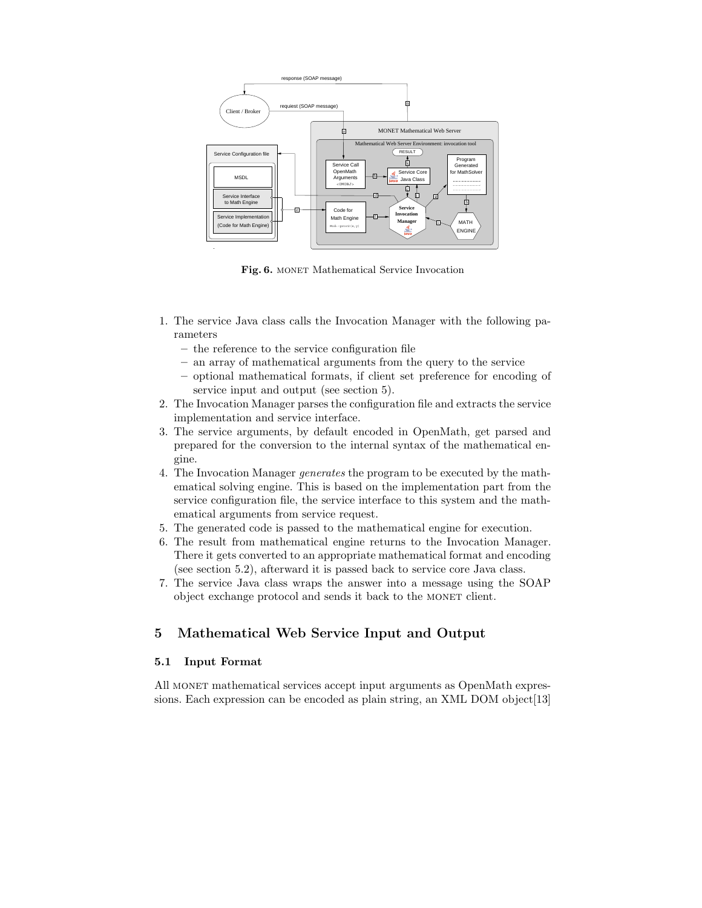**Fig. 6.** MONET Mathematical Service Invocation

1. The service Java class calls the Invocation Manager with the following parameters
   – the reference to the service configuration file
   – an array of mathematical arguments from the query to the service
   – optional mathematical formats, if client set preference for encoding of service input and output (see section 5).
2. The Invocation Manager parses the configuration file and extracts the service implementation and service interface.
3. The service arguments, by default encoded in OpenMath, get parsed and prepared for the conversion to the internal syntax of the mathematical engine.
4. The Invocation Manager *generates* the program to be executed by the mathematical solving engine. This is based on the implementation part from the service configuration file, the service interface to this system and the mathematical arguments from service request.
5. The generated code is passed to the mathematical engine for execution.
6. The result from mathematical engine returns to the Invocation Manager. There it gets converted to an appropriate mathematical format and encoding (see section 5.2), afterward it is passed back to service core Java class.
7. The service Java class wraps the answer into a message using the SOAP object exchange protocol and sends it back to the MONET client.

## 5 Mathematical Web Service Input and Output

### 5.1 Input Format

All MONET mathematical services accept input arguments as OpenMath expressions. Each expression can be encoded as plain string, an XML DOM object[13]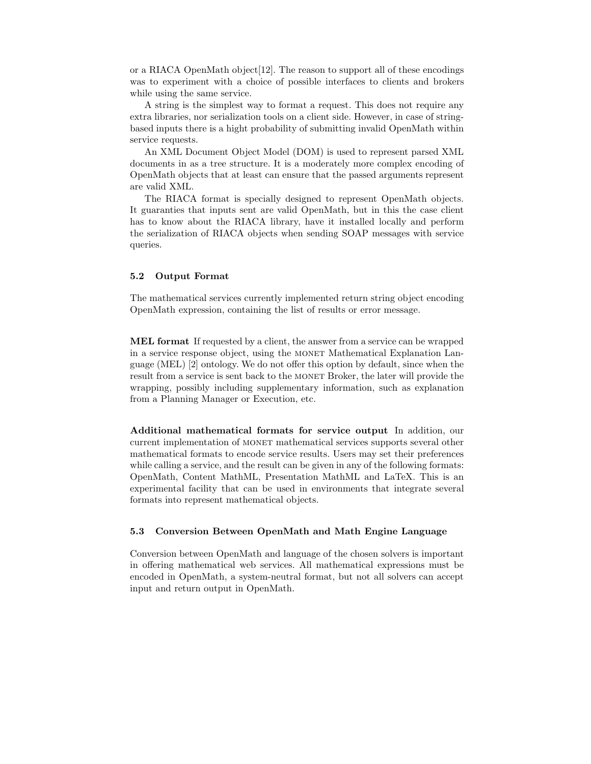or a RIACA OpenMath object[12]. The reason to support all of these encodings was to experiment with a choice of possible interfaces to clients and brokers while using the same service.

A string is the simplest way to format a request. This does not require any extra libraries, nor serialization tools on a client side. However, in case of string-based inputs there is a hight probability of submitting invalid OpenMath within service requests.

An XML Document Object Model (DOM) is used to represent parsed XML documents in as a tree structure. It is a moderately more complex encoding of OpenMath objects that at least can ensure that the passed arguments represent are valid XML.

The RIACA format is specially designed to represent OpenMath objects. It guaranties that inputs sent are valid OpenMath, but in this the case client has to know about the RIACA library, have it installed locally and perform the serialization of RIACA objects when sending SOAP messages with service queries.

### 5.2 Output Format

The mathematical services currently implemented return string object encoding OpenMath expression, containing the list of results or error message.

**MEL format** If requested by a client, the answer from a service can be wrapped in a service response object, using the MONET Mathematical Explanation Language (MEL) [2] ontology. We do not offer this option by default, since when the result from a service is sent back to the MONET Broker, the later will provide the wrapping, possibly including supplementary information, such as explanation from a Planning Manager or Execution, etc.

**Additional mathematical formats for service output** In addition, our current implementation of MONET mathematical services supports several other mathematical formats to encode service results. Users may set their preferences while calling a service, and the result can be given in any of the following formats: OpenMath, Content MathML, Presentation MathML and LaTeX. This is an experimental facility that can be used in environments that integrate several formats into represent mathematical objects.

### 5.3 Conversion Between OpenMath and Math Engine Language

Conversion between OpenMath and language of the chosen solvers is important in offering mathematical web services. All mathematical expressions must be encoded in OpenMath, a system-neutral format, but not all solvers can accept input and return output in OpenMath.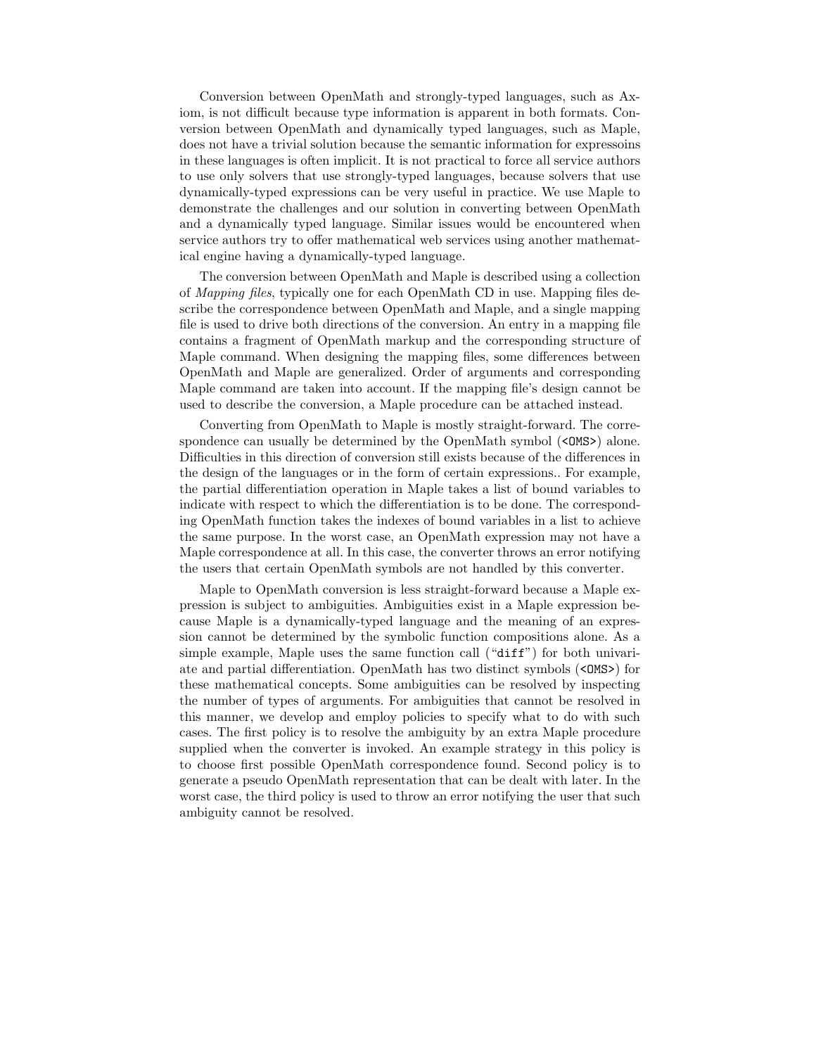Conversion between OpenMath and strongly-typed languages, such as Axiom, is not difficult because type information is apparent in both formats. Conversion between OpenMath and dynamically typed languages, such as Maple, does not have a trivial solution because the semantic information for expressoins in these languages is often implicit. It is not practical to force all service authors to use only solvers that use strongly-typed languages, because solvers that use dynamically-typed expressions can be very useful in practice. We use Maple to demonstrate the challenges and our solution in converting between OpenMath and a dynamically typed language. Similar issues would be encountered when service authors try to offer mathematical web services using another mathematical engine having a dynamically-typed language.

The conversion between OpenMath and Maple is described using a collection of *Mapping files*, typically one for each OpenMath CD in use. Mapping files describe the correspondence between OpenMath and Maple, and a single mapping file is used to drive both directions of the conversion. An entry in a mapping file contains a fragment of OpenMath markup and the corresponding structure of Maple command. When designing the mapping files, some differences between OpenMath and Maple are generalized. Order of arguments and corresponding Maple command are taken into account. If the mapping file's design cannot be used to describe the conversion, a Maple procedure can be attached instead.

Converting from OpenMath to Maple is mostly straight-forward. The correspondence can usually be determined by the OpenMath symbol (`<OMS>`) alone. Difficulties in this direction of conversion still exists because of the differences in the design of the languages or in the form of certain expressions.. For example, the partial differentiation operation in Maple takes a list of bound variables to indicate with respect to which the differentiation is to be done. The corresponding OpenMath function takes the indexes of bound variables in a list to achieve the same purpose. In the worst case, an OpenMath expression may not have a Maple correspondence at all. In this case, the converter throws an error notifying the users that certain OpenMath symbols are not handled by this converter.

Maple to OpenMath conversion is less straight-forward because a Maple expression is subject to ambiguities. Ambiguities exist in a Maple expression because Maple is a dynamically-typed language and the meaning of an expression cannot be determined by the symbolic function compositions alone. As a simple example, Maple uses the same function call ("`diff`") for both univariate and partial differentiation. OpenMath has two distinct symbols (`<OMS>`) for these mathematical concepts. Some ambiguities can be resolved by inspecting the number of types of arguments. For ambiguities that cannot be resolved in this manner, we develop and employ policies to specify what to do with such cases. The first policy is to resolve the ambiguity by an extra Maple procedure supplied when the converter is invoked. An example strategy in this policy is to choose first possible OpenMath correspondence found. Second policy is to generate a pseudo OpenMath representation that can be dealt with later. In the worst case, the third policy is used to throw an error notifying the user that such ambiguity cannot be resolved.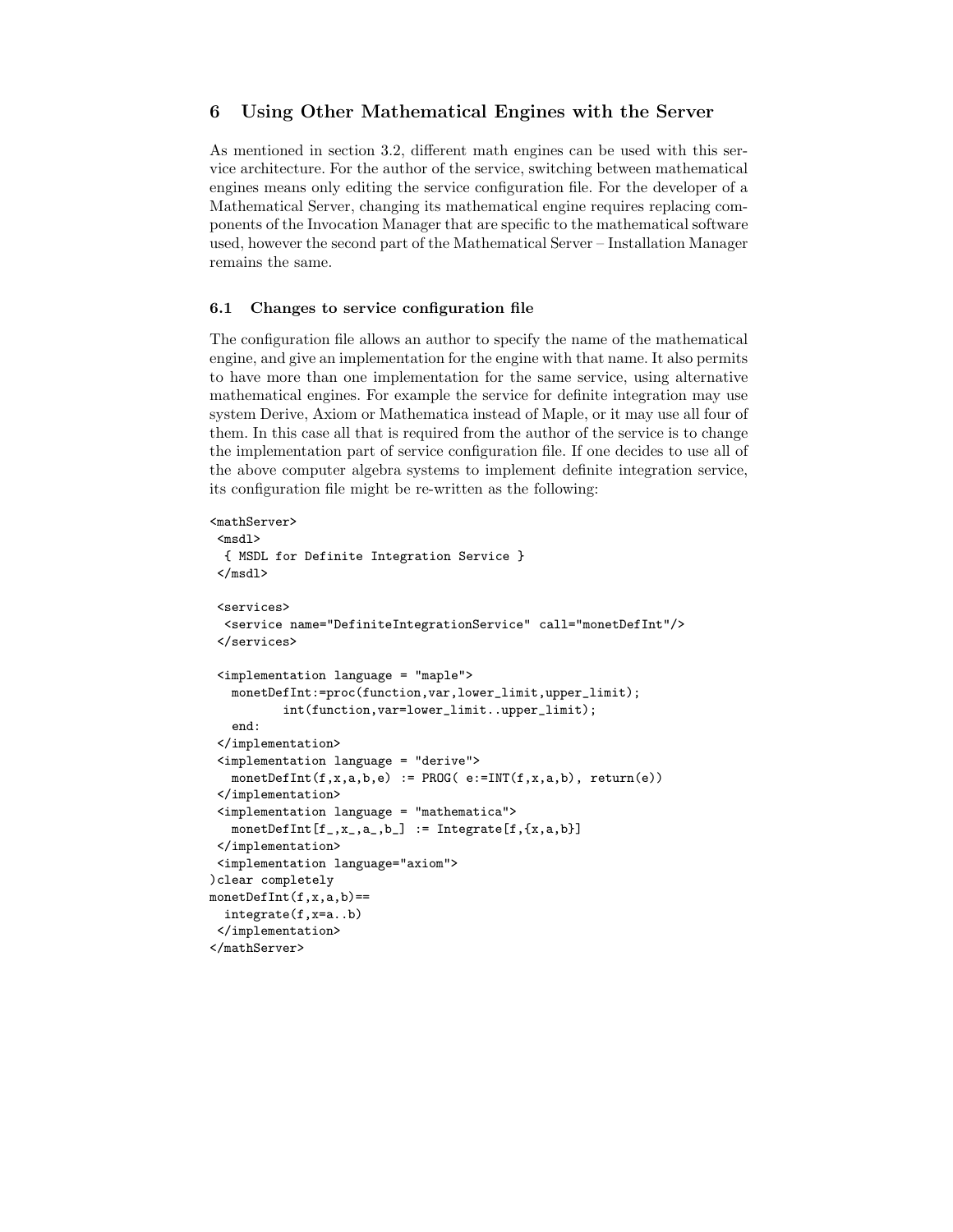## 6 Using Other Mathematical Engines with the Server

As mentioned in section 3.2, different math engines can be used with this service architecture. For the author of the service, switching between mathematical engines means only editing the service configuration file. For the developer of a Mathematical Server, changing its mathematical engine requires replacing components of the Invocation Manager that are specific to the mathematical software used, however the second part of the Mathematical Server – Installation Manager remains the same.

### 6.1 Changes to service configuration file

The configuration file allows an author to specify the name of the mathematical engine, and give an implementation for the engine with that name. It also permits to have more than one implementation for the same service, using alternative mathematical engines. For example the service for definite integration may use system Derive, Axiom or Mathematica instead of Maple, or it may use all four of them. In this case all that is required from the author of the service is to change the implementation part of service configuration file. If one decides to use all of the above computer algebra systems to implement definite integration service, its configuration file might be re-written as the following:

```
<mathServer>
 <msdl>
  { MSDL for Definite Integration Service }
 </msdl>

 <services>
  <service name="DefiniteIntegrationService" call="monetDefInt"/>
 </services>

 <implementation language = "maple">
   monetDefInt:=proc(function,var,lower_limit,upper_limit);
           int(function,var=lower_limit..upper_limit);
   end:
 </implementation>
 <implementation language = "derive">
   monetDefInt(f,x,a,b,e) := PROG( e:=INT(f,x,a,b), return(e))
 </implementation>
 <implementation language = "mathematica">
   monetDefInt[f_,x_,a_,b_] := Integrate[f,{x,a,b}]
 </implementation>
 <implementation language="axiom">
)clear completely
monetDefInt(f,x,a,b)==
  integrate(f,x=a..b)
 </implementation>
</mathServer>
```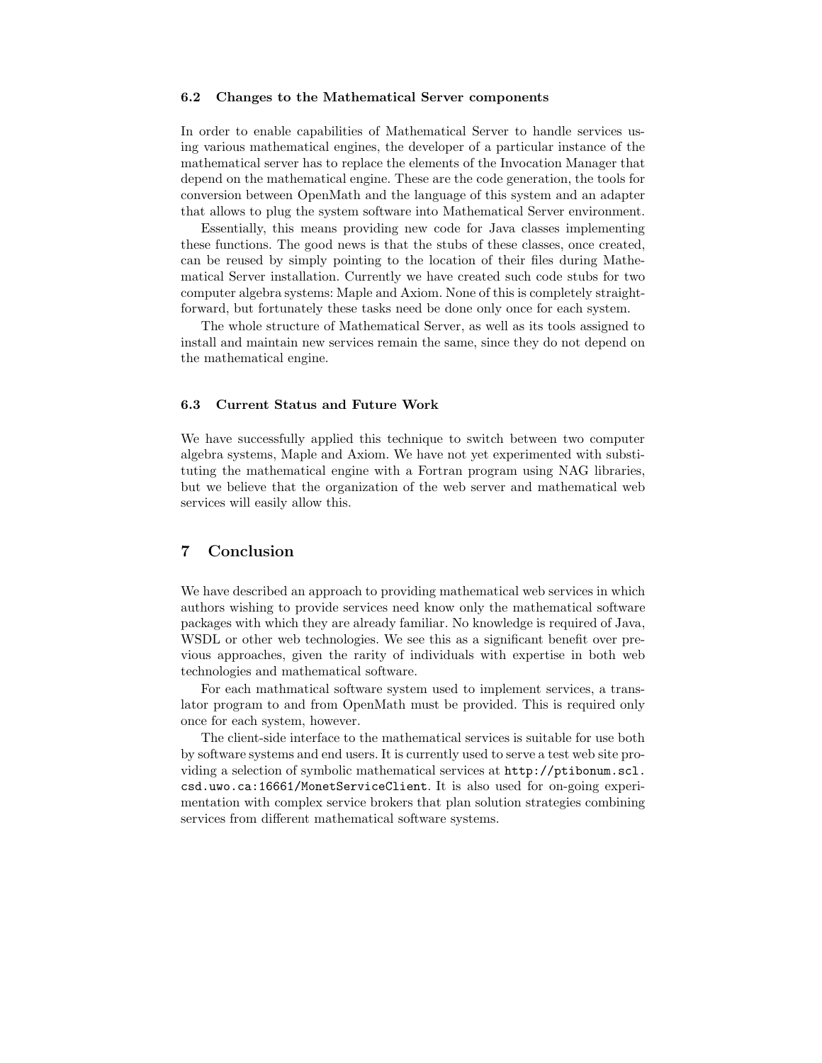### 6.2 Changes to the Mathematical Server components

In order to enable capabilities of Mathematical Server to handle services using various mathematical engines, the developer of a particular instance of the mathematical server has to replace the elements of the Invocation Manager that depend on the mathematical engine. These are the code generation, the tools for conversion between OpenMath and the language of this system and an adapter that allows to plug the system software into Mathematical Server environment.

Essentially, this means providing new code for Java classes implementing these functions. The good news is that the stubs of these classes, once created, can be reused by simply pointing to the location of their files during Mathematical Server installation. Currently we have created such code stubs for two computer algebra systems: Maple and Axiom. None of this is completely straightforward, but fortunately these tasks need be done only once for each system.

The whole structure of Mathematical Server, as well as its tools assigned to install and maintain new services remain the same, since they do not depend on the mathematical engine.

### 6.3 Current Status and Future Work

We have successfully applied this technique to switch between two computer algebra systems, Maple and Axiom. We have not yet experimented with substituting the mathematical engine with a Fortran program using NAG libraries, but we believe that the organization of the web server and mathematical web services will easily allow this.

## 7 Conclusion

We have described an approach to providing mathematical web services in which authors wishing to provide services need know only the mathematical software packages with which they are already familiar. No knowledge is required of Java, WSDL or other web technologies. We see this as a significant benefit over previous approaches, given the rarity of individuals with expertise in both web technologies and mathematical software.

For each mathmatical software system used to implement services, a translator program to and from OpenMath must be provided. This is required only once for each system, however.

The client-side interface to the mathematical services is suitable for use both by software systems and end users. It is currently used to serve a test web site providing a selection of symbolic mathematical services at `http://ptibonum.scl.csd.uwo.ca:16661/MonetServiceClient`. It is also used for on-going experimentation with complex service brokers that plan solution strategies combining services from different mathematical software systems.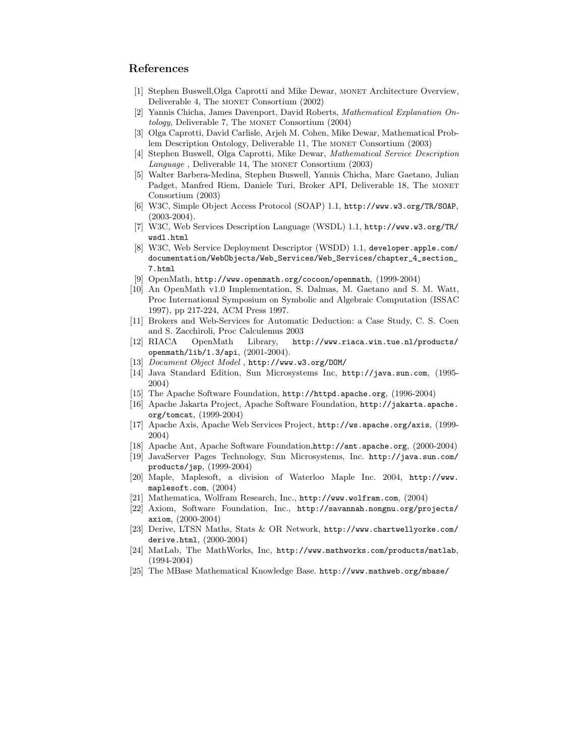## References

[1] Stephen Buswell,Olga Caprotti and Mike Dewar, MONET Architecture Overview, Deliverable 4, The MONET Consortium (2002)

[2] Yannis Chicha, James Davenport, David Roberts, *Mathematical Explanation Ontology*, Deliverable 7, The MONET Consortium (2004)

[3] Olga Caprotti, David Carlisle, Arjeh M. Cohen, Mike Dewar, Mathematical Problem Description Ontology, Deliverable 11, The MONET Consortium (2003)

[4] Stephen Buswell, Olga Caprotti, Mike Dewar, *Mathematical Service Description Language* , Deliverable 14, The MONET Consortium (2003)

[5] Walter Barbera-Medina, Stephen Buswell, Yannis Chicha, Marc Gaetano, Julian Padget, Manfred Riem, Daniele Turi, Broker API, Deliverable 18, The MONET Consortium (2003)

[6] W3C, Simple Object Access Protocol (SOAP) 1.1, http://www.w3.org/TR/SOAP, (2003-2004).

[7] W3C, Web Services Description Language (WSDL) 1.1, http://www.w3.org/TR/wsdl.html

[8] W3C, Web Service Deployment Descriptor (WSDD) 1.1, developer.apple.com/documentation/WebObjects/Web_Services/Web_Services/chapter_4_section_7.html

[9] OpenMath, http://www.openmath.org/cocoon/openmath, (1999-2004)

[10] An OpenMath v1.0 Implementation, S. Dalmas, M. Gaetano and S. M. Watt, Proc International Symposium on Symbolic and Algebraic Computation (ISSAC 1997), pp 217-224, ACM Press 1997.

[11] Brokers and Web-Services for Automatic Deduction: a Case Study, C. S. Coen and S. Zacchiroli, Proc Calculemus 2003

[12] RIACA OpenMath Library, http://www.riaca.win.tue.nl/products/openmath/lib/1.3/api, (2001-2004).

[13] *Document Object Model* , http://www.w3.org/DOM/

[14] Java Standard Edition, Sun Microsystems Inc, http://java.sun.com, (1995-2004)

[15] The Apache Software Foundation, http://httpd.apache.org, (1996-2004)

[16] Apache Jakarta Project, Apache Software Foundation, http://jakarta.apache.org/tomcat, (1999-2004)

[17] Apache Axis, Apache Web Services Project, http://ws.apache.org/axis, (1999-2004)

[18] Apache Ant, Apache Software Foundation,http://ant.apache.org, (2000-2004)

[19] JavaServer Pages Technology, Sun Microsystems, Inc. http://java.sun.com/products/jsp, (1999-2004)

[20] Maple, Maplesoft, a division of Waterloo Maple Inc. 2004, http://www.maplesoft.com, (2004)

[21] Mathematica, Wolfram Research, Inc., http://www.wolfram.com, (2004)

[22] Axiom, Software Foundation, Inc., http://savannah.nongnu.org/projects/axiom, (2000-2004)

[23] Derive, LTSN Maths, Stats & OR Network, http://www.chartwellyorke.com/derive.html, (2000-2004)

[24] MatLab, The MathWorks, Inc, http://www.mathworks.com/products/matlab, (1994-2004)

[25] The MBase Mathematical Knowledge Base. http://www.mathweb.org/mbase/